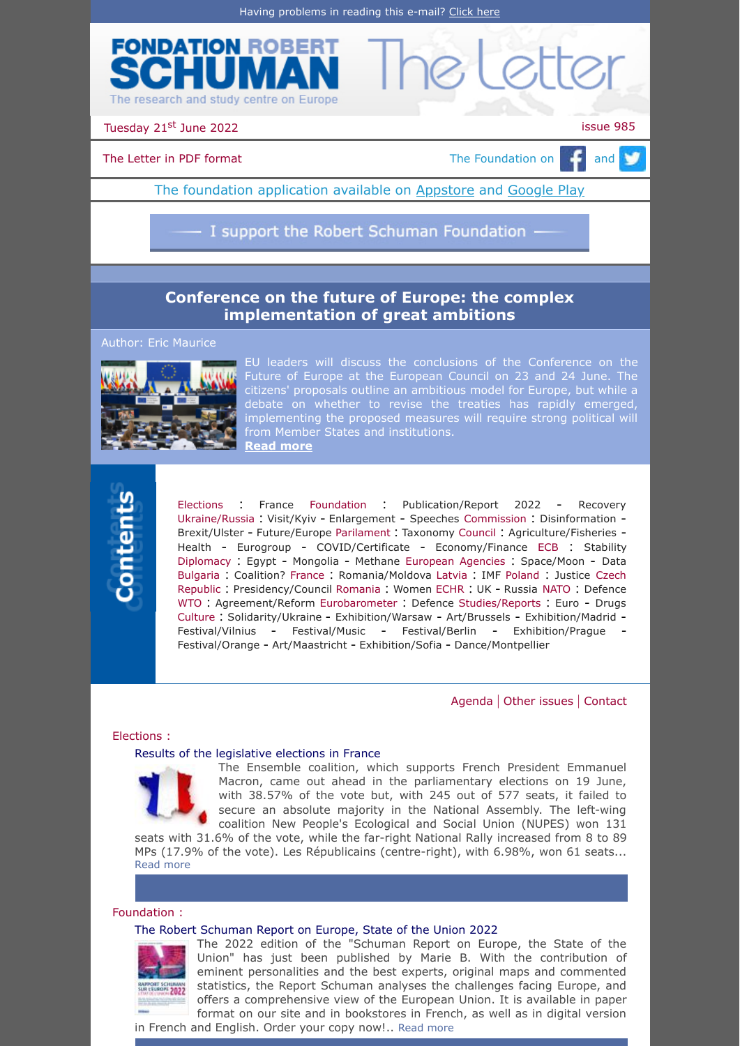Having problems in reading this e-mail? Click here

# FONDATION ROBERT SCHUMAN The Letter

The research and study centre on Europe

Tuesday 21st June 2022 — issue 985

The Letter in PDF format — The Foundation on Facebook and Twitter

The foundation application available on Appstore and Google Play

I support the Robert Schuman Foundation

## Conference on the future of Europe: the complex implementation of great ambitions

Author: Eric Maurice

EU leaders will discuss the conclusions of the Conference on the Future of Europe at the European Council on 23 and 24 June. The citizens' proposals outline an ambitious model for Europe, but while a debate on whether to revise the treaties has rapidly emerged, implementing the proposed measures will require strong political will from Member States and institutions.
**Read more**

## Contents

Elections : France Foundation : Publication/Report 2022 - Recovery Ukraine/Russia : Visit/Kyiv - Enlargement - Speeches Commission : Disinformation - Brexit/Ulster - Future/Europe Parilament : Taxonomy Council : Agriculture/Fisheries - Health - Eurogroup - COVID/Certificate - Economy/Finance ECB : Stability Diplomacy : Egypt - Mongolia - Methane European Agencies : Space/Moon - Data Bulgaria : Coalition? France : Romania/Moldova Latvia : IMF Poland : Justice Czech Republic : Presidency/Council Romania : Women ECHR : UK - Russia NATO : Defence WTO : Agreement/Reform Eurobarometer : Defence Studies/Reports : Euro - Drugs Culture : Solidarity/Ukraine - Exhibition/Warsaw - Art/Brussels - Exhibition/Madrid - Festival/Vilnius - Festival/Music - Festival/Berlin - Exhibition/Prague - Festival/Orange - Art/Maastricht - Exhibition/Sofia - Dance/Montpellier

Agenda | Other issues | Contact

### Elections :

#### Results of the legislative elections in France

The Ensemble coalition, which supports French President Emmanuel Macron, came out ahead in the parliamentary elections on 19 June, with 38.57% of the vote but, with 245 out of 577 seats, it failed to secure an absolute majority in the National Assembly. The left-wing coalition New People's Ecological and Social Union (NUPES) won 131 seats with 31.6% of the vote, while the far-right National Rally increased from 8 to 89 MPs (17.9% of the vote). Les Républicains (centre-right), with 6.98%, won 61 seats...
Read more

### Foundation :

#### The Robert Schuman Report on Europe, State of the Union 2022

The 2022 edition of the "Schuman Report on Europe, the State of the Union" has just been published by Marie B. With the contribution of eminent personalities and the best experts, original maps and commented statistics, the Report Schuman analyses the challenges facing Europe, and offers a comprehensive view of the European Union. It is available in paper format on our site and in bookstores in French, as well as in digital version in French and English. Order your copy now!.. Read more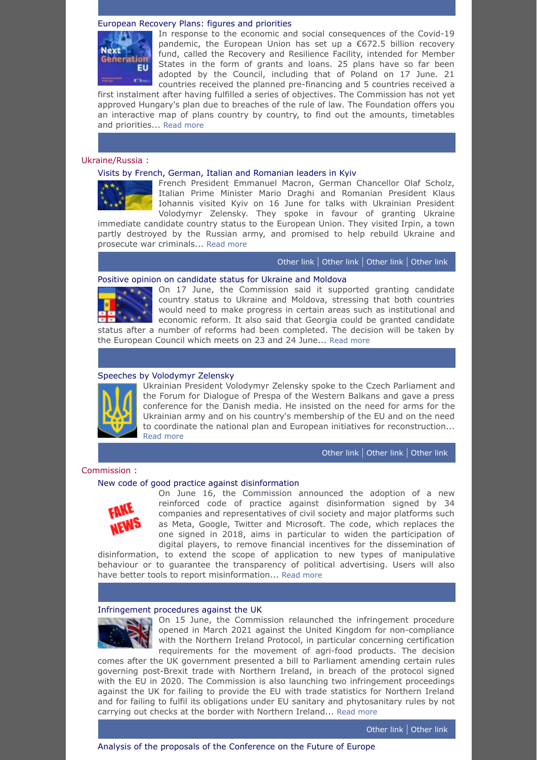### European Recovery Plans: figures and priorities

In response to the economic and social consequences of the Covid-19 pandemic, the European Union has set up a €672.5 billion recovery fund, called the Recovery and Resilience Facility, intended for Member States in the form of grants and loans. 25 plans have so far been adopted by the Council, including that of Poland on 17 June. 21 countries received the planned pre-financing and 5 countries received a first instalment after having fulfilled a series of objectives. The Commission has not yet approved Hungary's plan due to breaches of the rule of law. The Foundation offers you an interactive map of plans country by country, to find out the amounts, timetables and priorities... Read more

## Ukraine/Russia :

### Visits by French, German, Italian and Romanian leaders in Kyiv

French President Emmanuel Macron, German Chancellor Olaf Scholz, Italian Prime Minister Mario Draghi and Romanian President Klaus Iohannis visited Kyiv on 16 June for talks with Ukrainian President Volodymyr Zelensky. They spoke in favour of granting Ukraine immediate candidate country status to the European Union. They visited Irpin, a town partly destroyed by the Russian army, and promised to help rebuild Ukraine and prosecute war criminals... Read more

Other link | Other link | Other link | Other link

### Positive opinion on candidate status for Ukraine and Moldova

On 17 June, the Commission said it supported granting candidate country status to Ukraine and Moldova, stressing that both countries would need to make progress in certain areas such as institutional and economic reform. It also said that Georgia could be granted candidate status after a number of reforms had been completed. The decision will be taken by the European Council which meets on 23 and 24 June... Read more

### Speeches by Volodymyr Zelensky

Ukrainian President Volodymyr Zelensky spoke to the Czech Parliament and the Forum for Dialogue of Prespa of the Western Balkans and gave a press conference for the Danish media. He insisted on the need for arms for the Ukrainian army and on his country's membership of the EU and on the need to coordinate the national plan and European initiatives for reconstruction... Read more

Other link | Other link | Other link

## Commission :

### New code of good practice against disinformation

On June 16, the Commission announced the adoption of a new reinforced code of practice against disinformation signed by 34 companies and representatives of civil society and major platforms such as Meta, Google, Twitter and Microsoft. The code, which replaces the one signed in 2018, aims in particular to widen the participation of digital players, to remove financial incentives for the dissemination of disinformation, to extend the scope of application to new types of manipulative behaviour or to guarantee the transparency of political advertising. Users will also have better tools to report misinformation... Read more

### Infringement procedures against the UK

On 15 June, the Commission relaunched the infringement procedure opened in March 2021 against the United Kingdom for non-compliance with the Northern Ireland Protocol, in particular concerning certification requirements for the movement of agri-food products. The decision comes after the UK government presented a bill to Parliament amending certain rules governing post-Brexit trade with Northern Ireland, in breach of the protocol signed with the EU in 2020. The Commission is also launching two infringement proceedings against the UK for failing to provide the EU with trade statistics for Northern Ireland and for failing to fulfil its obligations under EU sanitary and phytosanitary rules by not carrying out checks at the border with Northern Ireland... Read more

Other link | Other link

### Analysis of the proposals of the Conference on the Future of Europe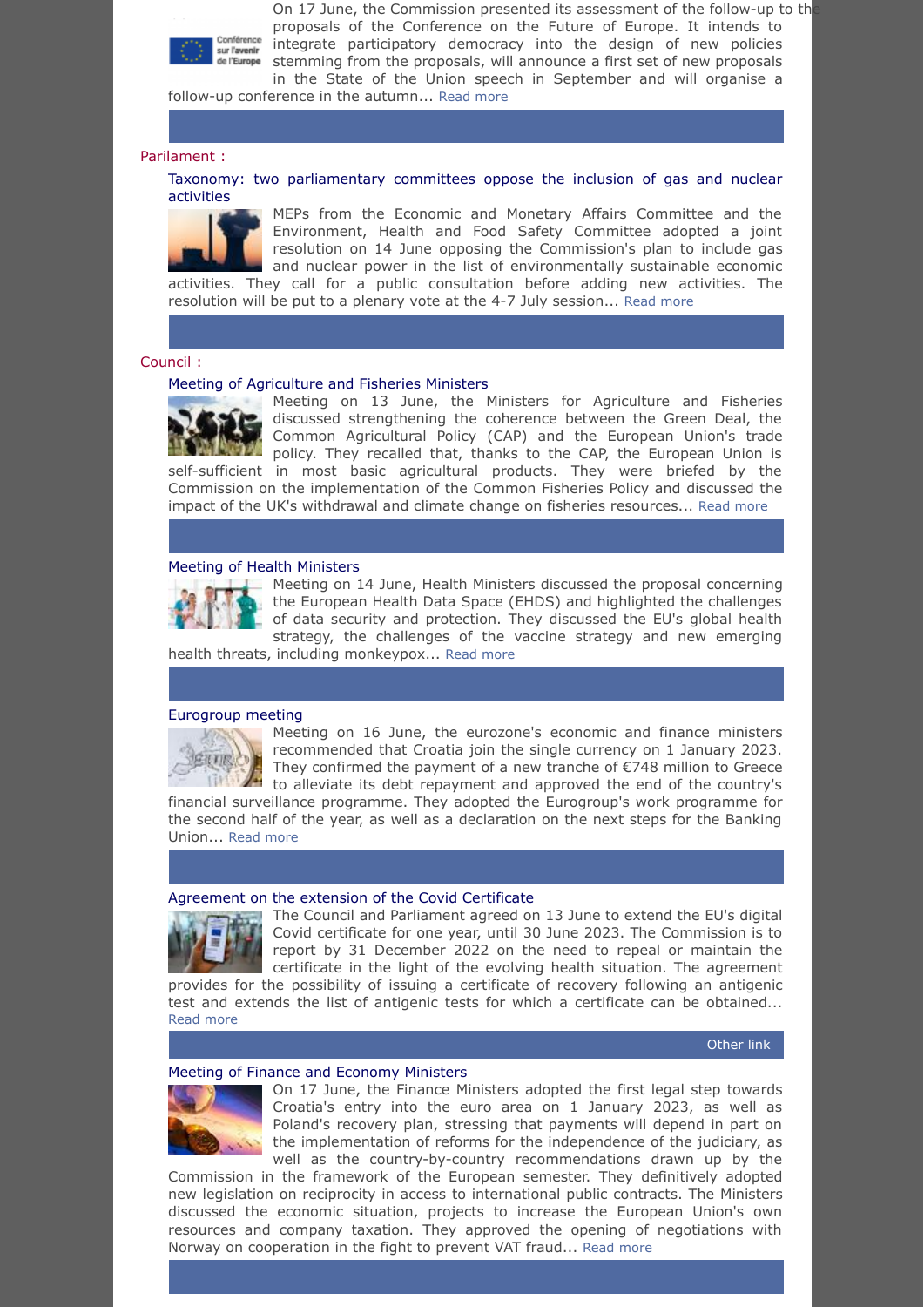On 17 June, the Commission presented its assessment of the follow-up to the proposals of the Conference on the Future of Europe. It intends to integrate participatory democracy into the design of new policies stemming from the proposals, will announce a first set of new proposals in the State of the Union speech in September and will organise a follow-up conference in the autumn... Read more

## Parilament :

### Taxonomy: two parliamentary committees oppose the inclusion of gas and nuclear activities

MEPs from the Economic and Monetary Affairs Committee and the Environment, Health and Food Safety Committee adopted a joint resolution on 14 June opposing the Commission's plan to include gas and nuclear power in the list of environmentally sustainable economic activities. They call for a public consultation before adding new activities. The resolution will be put to a plenary vote at the 4-7 July session... Read more

## Council :

### Meeting of Agriculture and Fisheries Ministers

Meeting on 13 June, the Ministers for Agriculture and Fisheries discussed strengthening the coherence between the Green Deal, the Common Agricultural Policy (CAP) and the European Union's trade policy. They recalled that, thanks to the CAP, the European Union is self-sufficient in most basic agricultural products. They were briefed by the Commission on the implementation of the Common Fisheries Policy and discussed the impact of the UK's withdrawal and climate change on fisheries resources... Read more

### Meeting of Health Ministers

Meeting on 14 June, Health Ministers discussed the proposal concerning the European Health Data Space (EHDS) and highlighted the challenges of data security and protection. They discussed the EU's global health strategy, the challenges of the vaccine strategy and new emerging health threats, including monkeypox... Read more

### Eurogroup meeting

Meeting on 16 June, the eurozone's economic and finance ministers recommended that Croatia join the single currency on 1 January 2023. They confirmed the payment of a new tranche of €748 million to Greece to alleviate its debt repayment and approved the end of the country's financial surveillance programme. They adopted the Eurogroup's work programme for the second half of the year, as well as a declaration on the next steps for the Banking Union... Read more

### Agreement on the extension of the Covid Certificate

The Council and Parliament agreed on 13 June to extend the EU's digital Covid certificate for one year, until 30 June 2023. The Commission is to report by 31 December 2022 on the need to repeal or maintain the certificate in the light of the evolving health situation. The agreement provides for the possibility of issuing a certificate of recovery following an antigenic test and extends the list of antigenic tests for which a certificate can be obtained... Read more

Other link

### Meeting of Finance and Economy Ministers

On 17 June, the Finance Ministers adopted the first legal step towards Croatia's entry into the euro area on 1 January 2023, as well as Poland's recovery plan, stressing that payments will depend in part on the implementation of reforms for the independence of the judiciary, as well as the country-by-country recommendations drawn up by the Commission in the framework of the European semester. They definitively adopted new legislation on reciprocity in access to international public contracts. The Ministers discussed the economic situation, projects to increase the European Union's own resources and company taxation. They approved the opening of negotiations with Norway on cooperation in the fight to prevent VAT fraud... Read more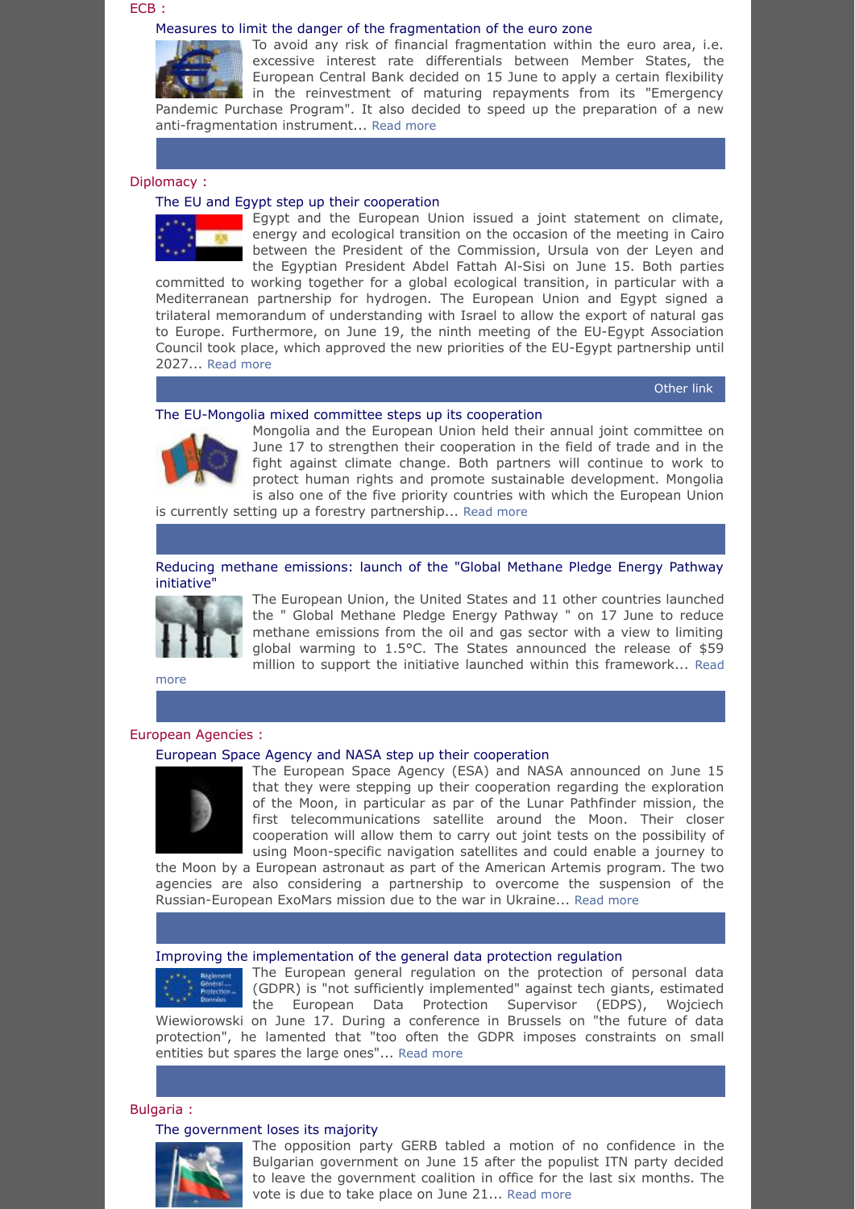## ECB :

### Measures to limit the danger of the fragmentation of the euro zone

To avoid any risk of financial fragmentation within the euro area, i.e. excessive interest rate differentials between Member States, the European Central Bank decided on 15 June to apply a certain flexibility in the reinvestment of maturing repayments from its "Emergency Pandemic Purchase Program". It also decided to speed up the preparation of a new anti-fragmentation instrument... Read more

## Diplomacy :

### The EU and Egypt step up their cooperation

Egypt and the European Union issued a joint statement on climate, energy and ecological transition on the occasion of the meeting in Cairo between the President of the Commission, Ursula von der Leyen and the Egyptian President Abdel Fattah Al-Sisi on June 15. Both parties committed to working together for a global ecological transition, in particular with a Mediterranean partnership for hydrogen. The European Union and Egypt signed a trilateral memorandum of understanding with Israel to allow the export of natural gas to Europe. Furthermore, on June 19, the ninth meeting of the EU-Egypt Association Council took place, which approved the new priorities of the EU-Egypt partnership until 2027... Read more

Other link

### The EU-Mongolia mixed committee steps up its cooperation

Mongolia and the European Union held their annual joint committee on June 17 to strengthen their cooperation in the field of trade and in the fight against climate change. Both partners will continue to work to protect human rights and promote sustainable development. Mongolia is also one of the five priority countries with which the European Union is currently setting up a forestry partnership... Read more

### Reducing methane emissions: launch of the "Global Methane Pledge Energy Pathway initiative"

The European Union, the United States and 11 other countries launched the " Global Methane Pledge Energy Pathway " on 17 June to reduce methane emissions from the oil and gas sector with a view to limiting global warming to 1.5°C. The States announced the release of $59 million to support the initiative launched within this framework... Read more

## European Agencies :

### European Space Agency and NASA step up their cooperation

The European Space Agency (ESA) and NASA announced on June 15 that they were stepping up their cooperation regarding the exploration of the Moon, in particular as par of the Lunar Pathfinder mission, the first telecommunications satellite around the Moon. Their closer cooperation will allow them to carry out joint tests on the possibility of using Moon-specific navigation satellites and could enable a journey to the Moon by a European astronaut as part of the American Artemis program. The two agencies are also considering a partnership to overcome the suspension of the Russian-European ExoMars mission due to the war in Ukraine... Read more

### Improving the implementation of the general data protection regulation

The European general regulation on the protection of personal data (GDPR) is "not sufficiently implemented" against tech giants, estimated the European Data Protection Supervisor (EDPS), Wojciech Wiewiorowski on June 17. During a conference in Brussels on "the future of data protection", he lamented that "too often the GDPR imposes constraints on small entities but spares the large ones"... Read more

## Bulgaria :

### The government loses its majority

The opposition party GERB tabled a motion of no confidence in the Bulgarian government on June 15 after the populist ITN party decided to leave the government coalition in office for the last six months. The vote is due to take place on June 21... Read more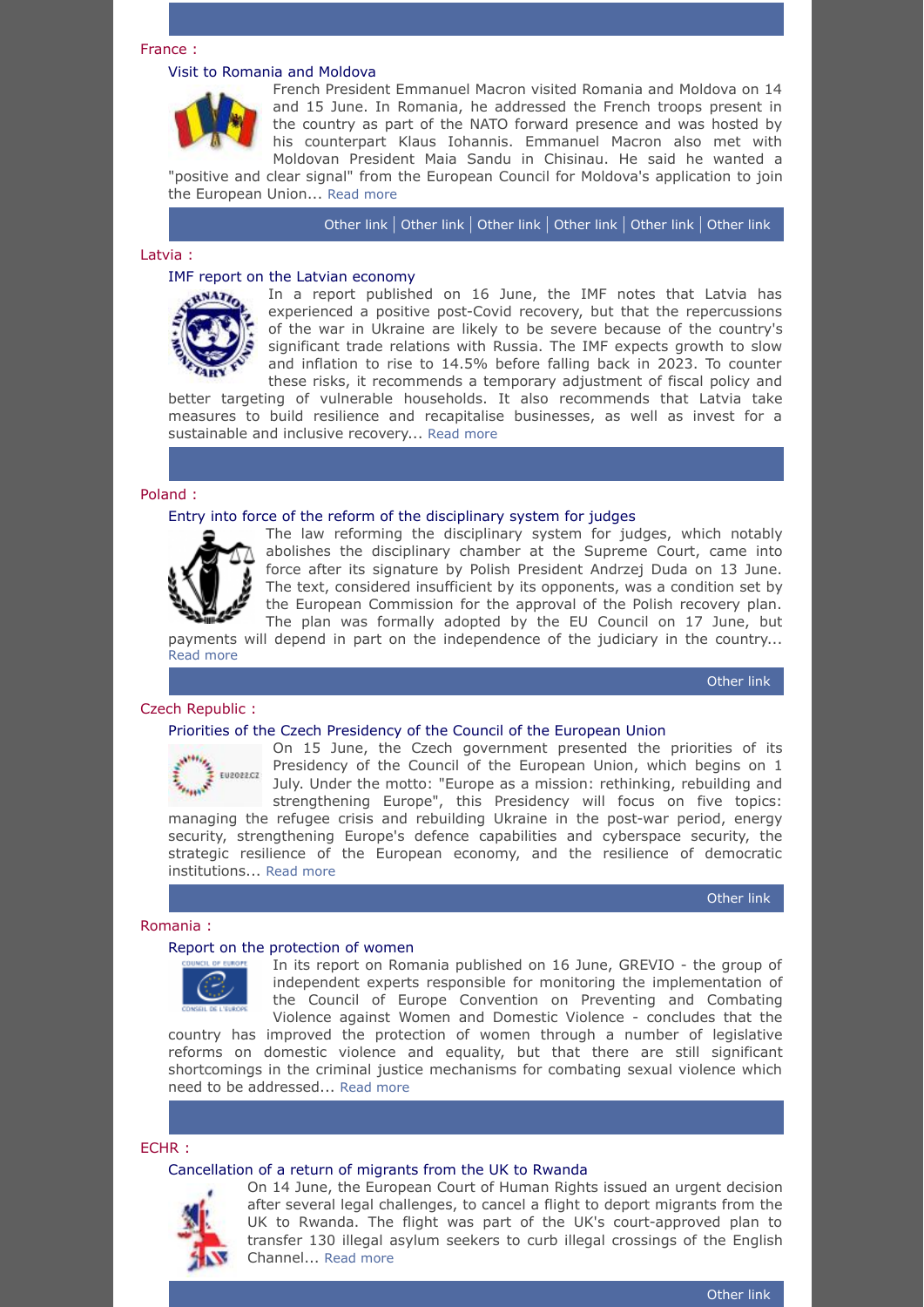## France :

### Visit to Romania and Moldova

French President Emmanuel Macron visited Romania and Moldova on 14 and 15 June. In Romania, he addressed the French troops present in the country as part of the NATO forward presence and was hosted by his counterpart Klaus Iohannis. Emmanuel Macron also met with Moldovan President Maia Sandu in Chisinau. He said he wanted a "positive and clear signal" from the European Council for Moldova's application to join the European Union... Read more

Other link | Other link | Other link | Other link | Other link | Other link

## Latvia :

### IMF report on the Latvian economy

In a report published on 16 June, the IMF notes that Latvia has experienced a positive post-Covid recovery, but that the repercussions of the war in Ukraine are likely to be severe because of the country's significant trade relations with Russia. The IMF expects growth to slow and inflation to rise to 14.5% before falling back in 2023. To counter these risks, it recommends a temporary adjustment of fiscal policy and better targeting of vulnerable households. It also recommends that Latvia take measures to build resilience and recapitalise businesses, as well as invest for a sustainable and inclusive recovery... Read more

## Poland :

### Entry into force of the reform of the disciplinary system for judges

The law reforming the disciplinary system for judges, which notably abolishes the disciplinary chamber at the Supreme Court, came into force after its signature by Polish President Andrzej Duda on 13 June. The text, considered insufficient by its opponents, was a condition set by the European Commission for the approval of the Polish recovery plan. The plan was formally adopted by the EU Council on 17 June, but payments will depend in part on the independence of the judiciary in the country... Read more

Other link

## Czech Republic :

### Priorities of the Czech Presidency of the Council of the European Union

On 15 June, the Czech government presented the priorities of its Presidency of the Council of the European Union, which begins on 1 July. Under the motto: "Europe as a mission: rethinking, rebuilding and strengthening Europe", this Presidency will focus on five topics: managing the refugee crisis and rebuilding Ukraine in the post-war period, energy security, strengthening Europe's defence capabilities and cyberspace security, the strategic resilience of the European economy, and the resilience of democratic institutions... Read more

Other link

## Romania :

### Report on the protection of women

In its report on Romania published on 16 June, GREVIO - the group of independent experts responsible for monitoring the implementation of the Council of Europe Convention on Preventing and Combating Violence against Women and Domestic Violence - concludes that the country has improved the protection of women through a number of legislative reforms on domestic violence and equality, but that there are still significant shortcomings in the criminal justice mechanisms for combating sexual violence which need to be addressed... Read more

## ECHR :

### Cancellation of a return of migrants from the UK to Rwanda

On 14 June, the European Court of Human Rights issued an urgent decision after several legal challenges, to cancel a flight to deport migrants from the UK to Rwanda. The flight was part of the UK's court-approved plan to transfer 130 illegal asylum seekers to curb illegal crossings of the English Channel... Read more

Other link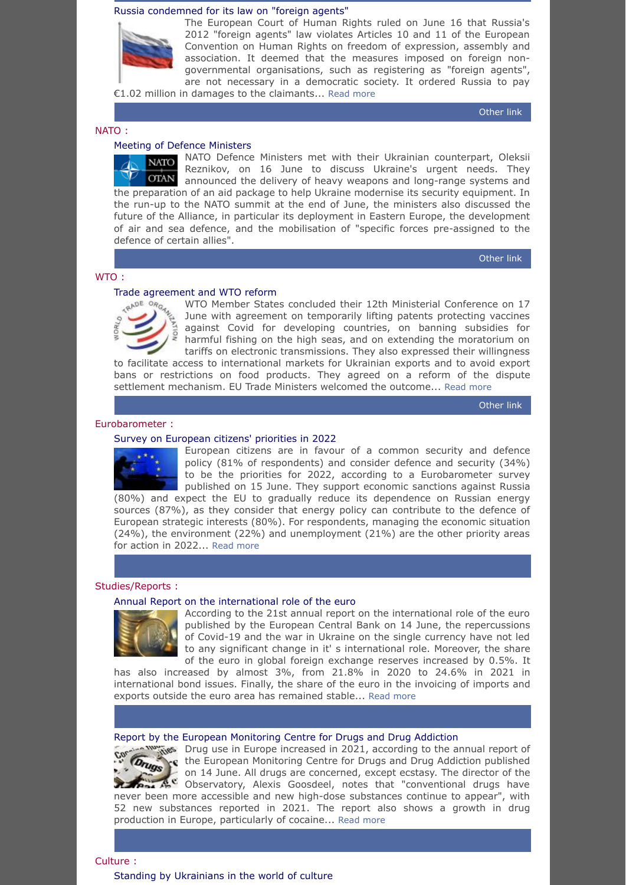### Russia condemned for its law on "foreign agents"

The European Court of Human Rights ruled on June 16 that Russia's 2012 "foreign agents" law violates Articles 10 and 11 of the European Convention on Human Rights on freedom of expression, assembly and association. It deemed that the measures imposed on foreign non-governmental organisations, such as registering as "foreign agents", are not necessary in a democratic society. It ordered Russia to pay €1.02 million in damages to the claimants... Read more

Other link

## NATO :

### Meeting of Defence Ministers

NATO Defence Ministers met with their Ukrainian counterpart, Oleksii Reznikov, on 16 June to discuss Ukraine's urgent needs. They announced the delivery of heavy weapons and long-range systems and the preparation of an aid package to help Ukraine modernise its security equipment. In the run-up to the NATO summit at the end of June, the ministers also discussed the future of the Alliance, in particular its deployment in Eastern Europe, the development of air and sea defence, and the mobilisation of "specific forces pre-assigned to the defence of certain allies".

Other link

## WTO :

### Trade agreement and WTO reform

WTO Member States concluded their 12th Ministerial Conference on 17 June with agreement on temporarily lifting patents protecting vaccines against Covid for developing countries, on banning subsidies for harmful fishing on the high seas, and on extending the moratorium on tariffs on electronic transmissions. They also expressed their willingness to facilitate access to international markets for Ukrainian exports and to avoid export bans or restrictions on food products. They agreed on a reform of the dispute settlement mechanism. EU Trade Ministers welcomed the outcome... Read more

Other link

## Eurobarometer :

### Survey on European citizens' priorities in 2022

European citizens are in favour of a common security and defence policy (81% of respondents) and consider defence and security (34%) to be the priorities for 2022, according to a Eurobarometer survey published on 15 June. They support economic sanctions against Russia (80%) and expect the EU to gradually reduce its dependence on Russian energy sources (87%), as they consider that energy policy can contribute to the defence of European strategic interests (80%). For respondents, managing the economic situation (24%), the environment (22%) and unemployment (21%) are the other priority areas for action in 2022... Read more

## Studies/Reports :

### Annual Report on the international role of the euro

According to the 21st annual report on the international role of the euro published by the European Central Bank on 14 June, the repercussions of Covid-19 and the war in Ukraine on the single currency have not led to any significant change in it' s international role. Moreover, the share of the euro in global foreign exchange reserves increased by 0.5%. It has also increased by almost 3%, from 21.8% in 2020 to 24.6% in 2021 in international bond issues. Finally, the share of the euro in the invoicing of imports and exports outside the euro area has remained stable... Read more

### Report by the European Monitoring Centre for Drugs and Drug Addiction

Drug use in Europe increased in 2021, according to the annual report of the European Monitoring Centre for Drugs and Drug Addiction published on 14 June. All drugs are concerned, except ecstasy. The director of the Observatory, Alexis Goosdeel, notes that "conventional drugs have never been more accessible and new high-dose substances continue to appear", with 52 new substances reported in 2021. The report also shows a growth in drug production in Europe, particularly of cocaine... Read more

## Culture :

### Standing by Ukrainians in the world of culture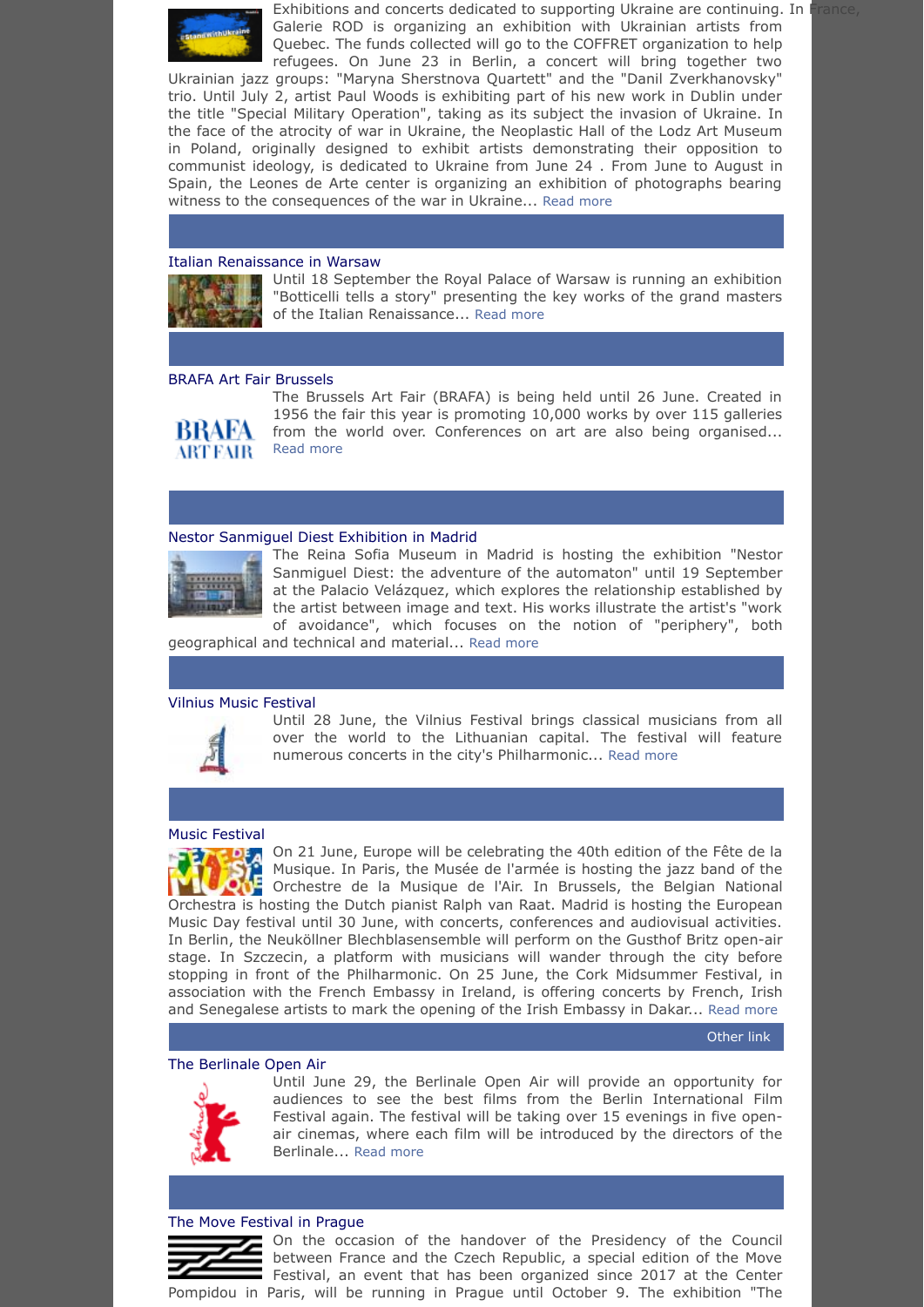Exhibitions and concerts dedicated to supporting Ukraine are continuing. In France, Galerie ROD is organizing an exhibition with Ukrainian artists from Quebec. The funds collected will go to the COFFRET organization to help refugees. On June 23 in Berlin, a concert will bring together two Ukrainian jazz groups: "Maryna Sherstnova Quartett" and the "Danil Zverkhanovsky" trio. Until July 2, artist Paul Woods is exhibiting part of his new work in Dublin under the title "Special Military Operation", taking as its subject the invasion of Ukraine. In the face of the atrocity of war in Ukraine, the Neoplastic Hall of the Lodz Art Museum in Poland, originally designed to exhibit artists demonstrating their opposition to communist ideology, is dedicated to Ukraine from June 24 . From June to August in Spain, the Leones de Arte center is organizing an exhibition of photographs bearing witness to the consequences of the war in Ukraine... Read more

## Italian Renaissance in Warsaw

Until 18 September the Royal Palace of Warsaw is running an exhibition "Botticelli tells a story" presenting the key works of the grand masters of the Italian Renaissance... Read more

## BRAFA Art Fair Brussels

The Brussels Art Fair (BRAFA) is being held until 26 June. Created in 1956 the fair this year is promoting 10,000 works by over 115 galleries from the world over. Conferences on art are also being organised... Read more

## Nestor Sanmiguel Diest Exhibition in Madrid

The Reina Sofia Museum in Madrid is hosting the exhibition "Nestor Sanmiguel Diest: the adventure of the automaton" until 19 September at the Palacio Velázquez, which explores the relationship established by the artist between image and text. His works illustrate the artist's "work of avoidance", which focuses on the notion of "periphery", both geographical and technical and material... Read more

## Vilnius Music Festival

Until 28 June, the Vilnius Festival brings classical musicians from all over the world to the Lithuanian capital. The festival will feature numerous concerts in the city's Philharmonic... Read more

## Music Festival

On 21 June, Europe will be celebrating the 40th edition of the Fête de la Musique. In Paris, the Musée de l'armée is hosting the jazz band of the Orchestre de la Musique de l'Air. In Brussels, the Belgian National Orchestra is hosting the Dutch pianist Ralph van Raat. Madrid is hosting the European Music Day festival until 30 June, with concerts, conferences and audiovisual activities. In Berlin, the Neuköllner Blechblasensemble will perform on the Gusthof Britz open-air stage. In Szczecin, a platform with musicians will wander through the city before stopping in front of the Philharmonic. On 25 June, the Cork Midsummer Festival, in association with the French Embassy in Ireland, is offering concerts by French, Irish and Senegalese artists to mark the opening of the Irish Embassy in Dakar... Read more

Other link

## The Berlinale Open Air

Until June 29, the Berlinale Open Air will provide an opportunity for audiences to see the best films from the Berlin International Film Festival again. The festival will be taking over 15 evenings in five open-air cinemas, where each film will be introduced by the directors of the Berlinale... Read more

## The Move Festival in Prague

On the occasion of the handover of the Presidency of the Council between France and the Czech Republic, a special edition of the Move Festival, an event that has been organized since 2017 at the Center Pompidou in Paris, will be running in Prague until October 9. The exhibition "The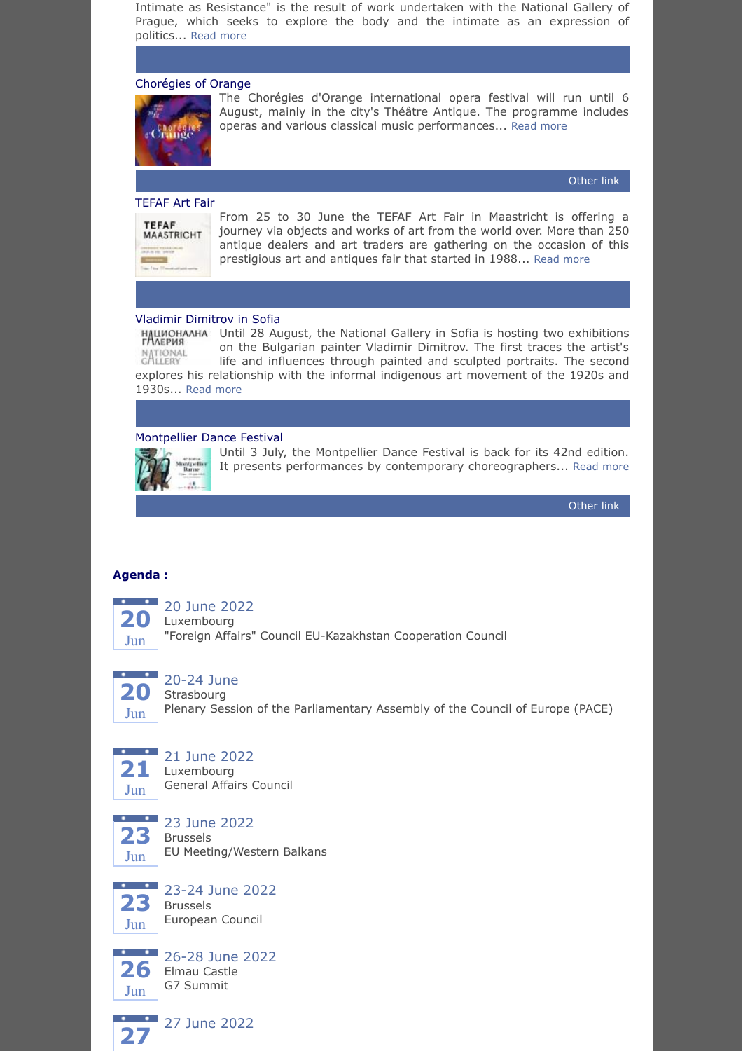Intimate as Resistance" is the result of work undertaken with the National Gallery of Prague, which seeks to explore the body and the intimate as an expression of politics... Read more

### Chorégies of Orange

The Chorégies d'Orange international opera festival will run until 6 August, mainly in the city's Théâtre Antique. The programme includes operas and various classical music performances... Read more

Other link

### TEFAF Art Fair

From 25 to 30 June the TEFAF Art Fair in Maastricht is offering a journey via objects and works of art from the world over. More than 250 antique dealers and art traders are gathering on the occasion of this prestigious art and antiques fair that started in 1988... Read more

### Vladimir Dimitrov in Sofia

Until 28 August, the National Gallery in Sofia is hosting two exhibitions on the Bulgarian painter Vladimir Dimitrov. The first traces the artist's life and influences through painted and sculpted portraits. The second explores his relationship with the informal indigenous art movement of the 1920s and 1930s... Read more

### Montpellier Dance Festival

Until 3 July, the Montpellier Dance Festival is back for its 42nd edition. It presents performances by contemporary choreographers... Read more

Other link

**Agenda :**

**20 June 2022**
Luxembourg
"Foreign Affairs" Council EU-Kazakhstan Cooperation Council

**20-24 June**
Strasbourg
Plenary Session of the Parliamentary Assembly of the Council of Europe (PACE)

**21 June 2022**
Luxembourg
General Affairs Council

**23 June 2022**
Brussels
EU Meeting/Western Balkans

**23-24 June 2022**
Brussels
European Council

**26-28 June 2022**
Elmau Castle
G7 Summit

**27 June 2022**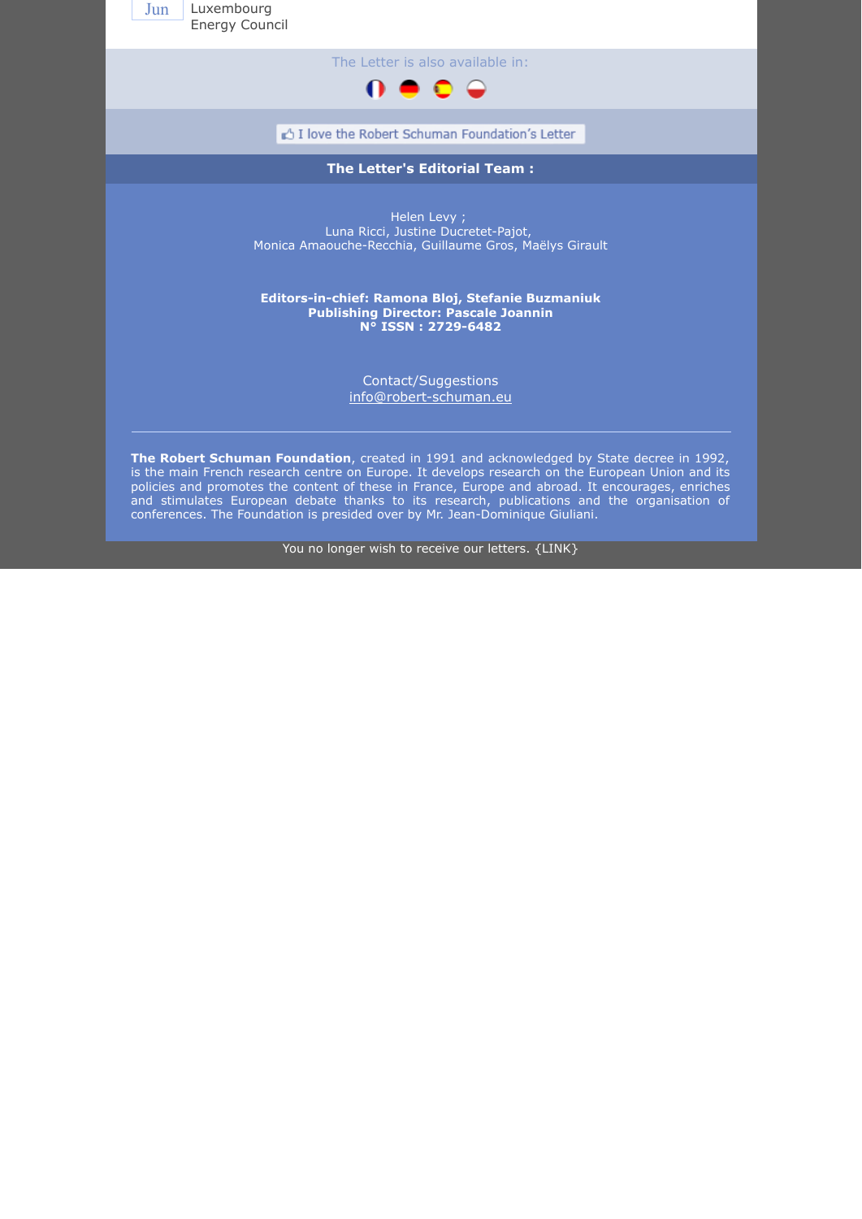Jun Luxembourg Energy Council

The Letter is also available in:

I love the Robert Schuman Foundation's Letter

## The Letter's Editorial Team :

Helen Levy ;
Luna Ricci, Justine Ducretet-Pajot,
Monica Amaouche-Recchia, Guillaume Gros, Maëlys Girault

**Editors-in-chief: Ramona Bloj, Stefanie Buzmaniuk**
**Publishing Director: Pascale Joannin**
**N° ISSN : 2729-6482**

Contact/Suggestions
info@robert-schuman.eu

---

**The Robert Schuman Foundation**, created in 1991 and acknowledged by State decree in 1992, is the main French research centre on Europe. It develops research on the European Union and its policies and promotes the content of these in France, Europe and abroad. It encourages, enriches and stimulates European debate thanks to its research, publications and the organisation of conferences. The Foundation is presided over by Mr. Jean-Dominique Giuliani.

You no longer wish to receive our letters. {LINK}